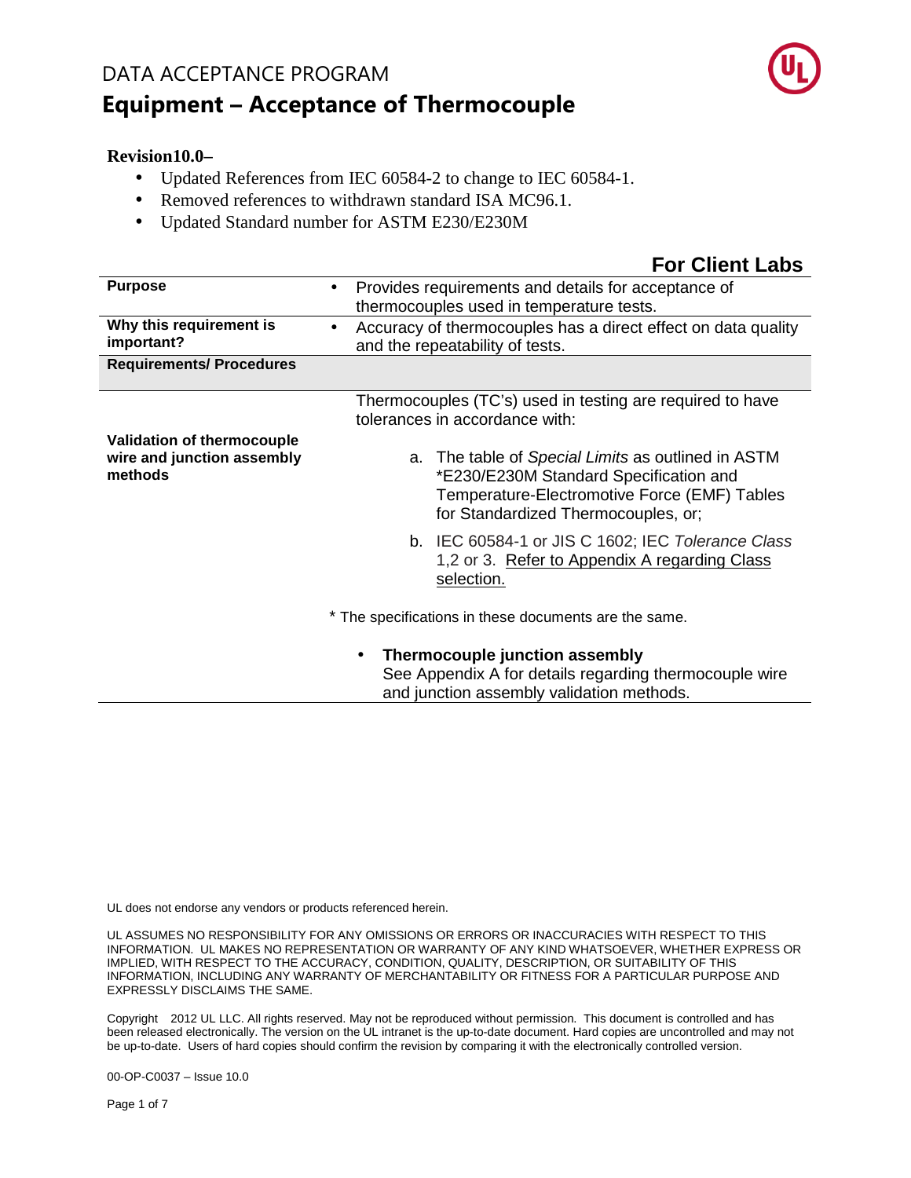DATA ACCEPTANCE PROGRAM

# Equipment – Acceptance of Thermocouple

**Revision10.0–**

- Updated References from IEC 60584-2 to change to IEC 60584-1.
- Removed references to withdrawn standard ISA MC96.1.
- Updated Standard number for ASTM E230/E230M

## For Client Labs

| | |
|---|---|
| **Purpose** | • Provides requirements and details for acceptance of thermocouples used in temperature tests. |
| **Why this requirement is important?** | • Accuracy of thermocouples has a direct effect on data quality and the repeatability of tests. |
| **Requirements/ Procedures** | |
| **Validation of thermocouple wire and junction assembly methods** | Thermocouples (TC's) used in testing are required to have tolerances in accordance with:<br><br>a. The table of *Special Limits* as outlined in ASTM *E230/E230M Standard Specification and Temperature-Electromotive Force (EMF) Tables for Standardized Thermocouples, or;<br><br>b. IEC 60584-1 or JIS C 1602; IEC *Tolerance Class* 1,2 or 3. Refer to Appendix A regarding Class selection.<br><br>* The specifications in these documents are the same.<br><br>• **Thermocouple junction assembly** See Appendix A for details regarding thermocouple wire and junction assembly validation methods. |

UL does not endorse any vendors or products referenced herein.

UL ASSUMES NO RESPONSIBILITY FOR ANY OMISSIONS OR ERRORS OR INACCURACIES WITH RESPECT TO THIS INFORMATION. UL MAKES NO REPRESENTATION OR WARRANTY OF ANY KIND WHATSOEVER, WHETHER EXPRESS OR IMPLIED, WITH RESPECT TO THE ACCURACY, CONDITION, QUALITY, DESCRIPTION, OR SUITABILITY OF THIS INFORMATION, INCLUDING ANY WARRANTY OF MERCHANTABILITY OR FITNESS FOR A PARTICULAR PURPOSE AND EXPRESSLY DISCLAIMS THE SAME.

Copyright 2012 UL LLC. All rights reserved. May not be reproduced without permission. This document is controlled and has been released electronically. The version on the UL intranet is the up-to-date document. Hard copies are uncontrolled and may not be up-to-date. Users of hard copies should confirm the revision by comparing it with the electronically controlled version.

00-OP-C0037 – Issue 10.0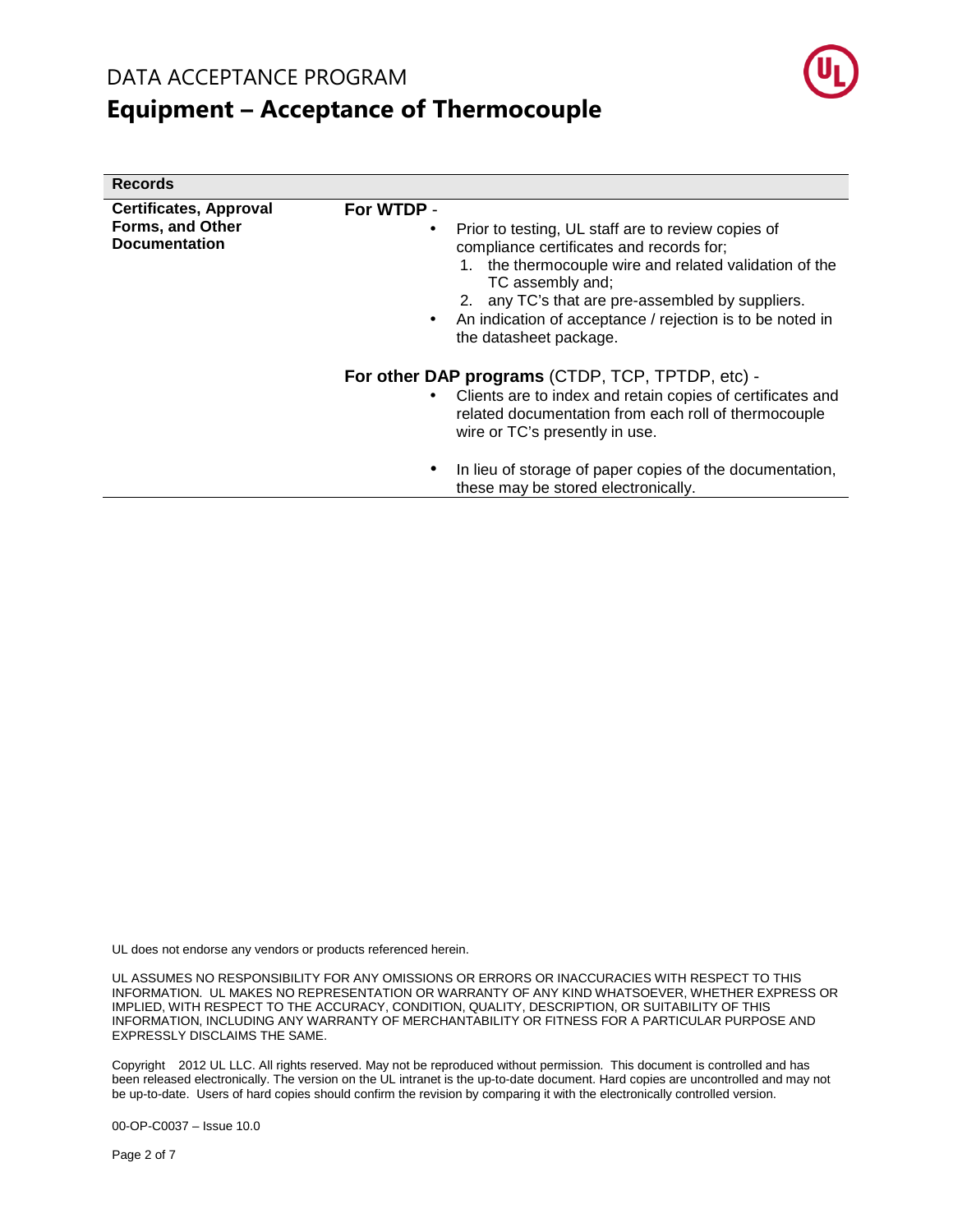| Records | |
|---|---|
| **Certificates, Approval Forms, and Other Documentation** | **For WTDP** - <br>• Prior to testing, UL staff are to review copies of compliance certificates and records for; <br>1. the thermocouple wire and related validation of the TC assembly and; <br>2. any TC's that are pre-assembled by suppliers. <br>• An indication of acceptance / rejection is to be noted in the datasheet package. <br><br>**For other DAP programs** (CTDP, TCP, TPTDP, etc) - <br>• Clients are to index and retain copies of certificates and related documentation from each roll of thermocouple wire or TC's presently in use. <br><br>• In lieu of storage of paper copies of the documentation, these may be stored electronically. |

UL does not endorse any vendors or products referenced herein.

UL ASSUMES NO RESPONSIBILITY FOR ANY OMISSIONS OR ERRORS OR INACCURACIES WITH RESPECT TO THIS INFORMATION. UL MAKES NO REPRESENTATION OR WARRANTY OF ANY KIND WHATSOEVER, WHETHER EXPRESS OR IMPLIED, WITH RESPECT TO THE ACCURACY, CONDITION, QUALITY, DESCRIPTION, OR SUITABILITY OF THIS INFORMATION, INCLUDING ANY WARRANTY OF MERCHANTABILITY OR FITNESS FOR A PARTICULAR PURPOSE AND EXPRESSLY DISCLAIMS THE SAME.

Copyright 2012 UL LLC. All rights reserved. May not be reproduced without permission. This document is controlled and has been released electronically. The version on the UL intranet is the up-to-date document. Hard copies are uncontrolled and may not be up-to-date. Users of hard copies should confirm the revision by comparing it with the electronically controlled version.

00-OP-C0037 – Issue 10.0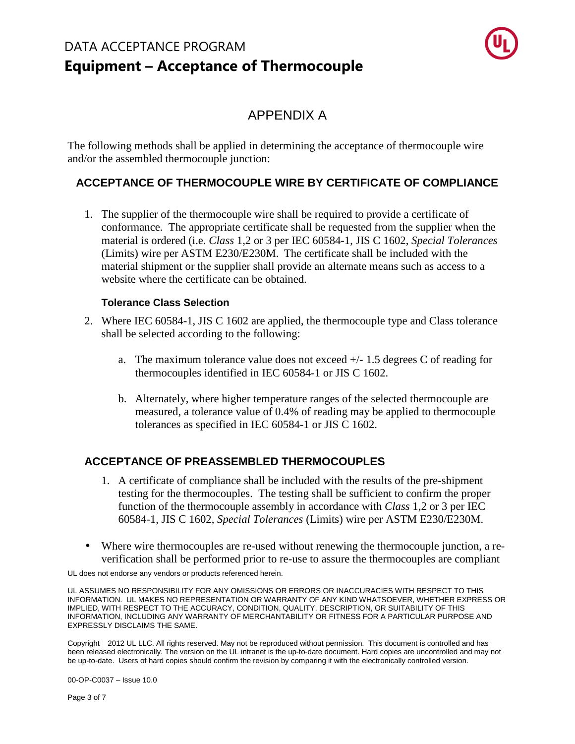# APPENDIX A

The following methods shall be applied in determining the acceptance of thermocouple wire and/or the assembled thermocouple junction:

## ACCEPTANCE OF THERMOCOUPLE WIRE BY CERTIFICATE OF COMPLIANCE

1. The supplier of the thermocouple wire shall be required to provide a certificate of conformance. The appropriate certificate shall be requested from the supplier when the material is ordered (i.e. *Class* 1,2 or 3 per IEC 60584-1, JIS C 1602, *Special Tolerances* (Limits) wire per ASTM E230/E230M. The certificate shall be included with the material shipment or the supplier shall provide an alternate means such as access to a website where the certificate can be obtained.

### Tolerance Class Selection

2. Where IEC 60584-1, JIS C 1602 are applied, the thermocouple type and Class tolerance shall be selected according to the following:

   a. The maximum tolerance value does not exceed +/- 1.5 degrees C of reading for thermocouples identified in IEC 60584-1 or JIS C 1602.

   b. Alternately, where higher temperature ranges of the selected thermocouple are measured, a tolerance value of 0.4% of reading may be applied to thermocouple tolerances as specified in IEC 60584-1 or JIS C 1602.

## ACCEPTANCE OF PREASSEMBLED THERMOCOUPLES

1. A certificate of compliance shall be included with the results of the pre-shipment testing for the thermocouples. The testing shall be sufficient to confirm the proper function of the thermocouple assembly in accordance with *Class* 1,2 or 3 per IEC 60584-1, JIS C 1602, *Special Tolerances* (Limits) wire per ASTM E230/E230M.

- Where wire thermocouples are re-used without renewing the thermocouple junction, a re-verification shall be performed prior to re-use to assure the thermocouples are compliant

UL does not endorse any vendors or products referenced herein.

UL ASSUMES NO RESPONSIBILITY FOR ANY OMISSIONS OR ERRORS OR INACCURACIES WITH RESPECT TO THIS INFORMATION. UL MAKES NO REPRESENTATION OR WARRANTY OF ANY KIND WHATSOEVER, WHETHER EXPRESS OR IMPLIED, WITH RESPECT TO THE ACCURACY, CONDITION, QUALITY, DESCRIPTION, OR SUITABILITY OF THIS INFORMATION, INCLUDING ANY WARRANTY OF MERCHANTABILITY OR FITNESS FOR A PARTICULAR PURPOSE AND EXPRESSLY DISCLAIMS THE SAME.

Copyright 2012 UL LLC. All rights reserved. May not be reproduced without permission. This document is controlled and has been released electronically. The version on the UL intranet is the up-to-date document. Hard copies are uncontrolled and may not be up-to-date. Users of hard copies should confirm the revision by comparing it with the electronically controlled version.

00-OP-C0037 – Issue 10.0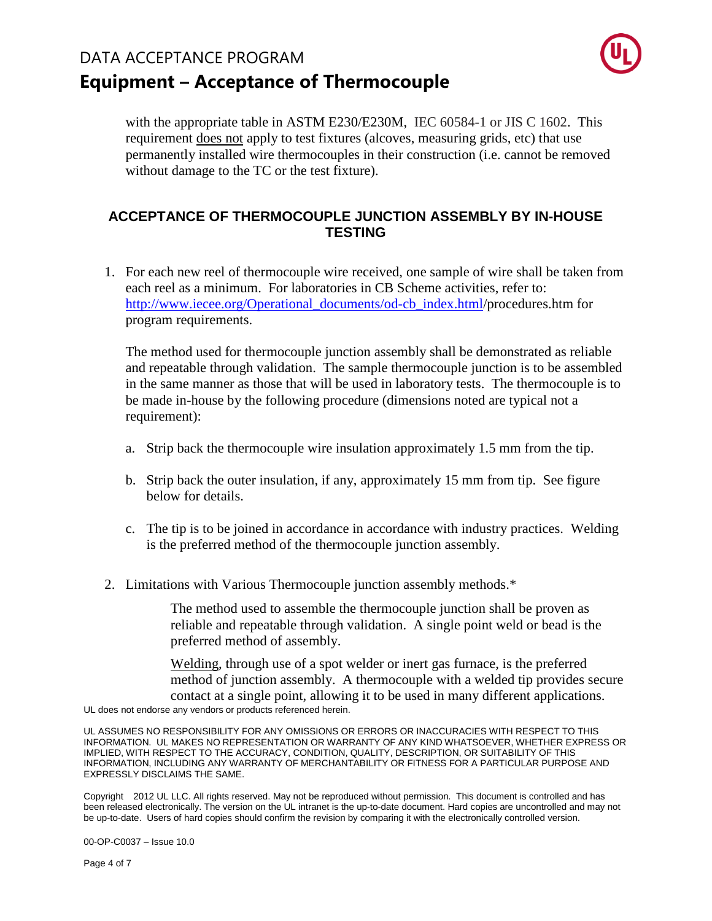with the appropriate table in ASTM E230/E230M, IEC 60584-1 or JIS C 1602. This requirement does not apply to test fixtures (alcoves, measuring grids, etc) that use permanently installed wire thermocouples in their construction (i.e. cannot be removed without damage to the TC or the test fixture).

## ACCEPTANCE OF THERMOCOUPLE JUNCTION ASSEMBLY BY IN-HOUSE TESTING

1. For each new reel of thermocouple wire received, one sample of wire shall be taken from each reel as a minimum. For laboratories in CB Scheme activities, refer to: http://www.iecee.org/Operational_documents/od-cb_index.html/procedures.htm for program requirements.

   The method used for thermocouple junction assembly shall be demonstrated as reliable and repeatable through validation. The sample thermocouple junction is to be assembled in the same manner as those that will be used in laboratory tests. The thermocouple is to be made in-house by the following procedure (dimensions noted are typical not a requirement):

   a. Strip back the thermocouple wire insulation approximately 1.5 mm from the tip.

   b. Strip back the outer insulation, if any, approximately 15 mm from tip. See figure below for details.

   c. The tip is to be joined in accordance in accordance with industry practices. Welding is the preferred method of the thermocouple junction assembly.

2. Limitations with Various Thermocouple junction assembly methods.*

   The method used to assemble the thermocouple junction shall be proven as reliable and repeatable through validation. A single point weld or bead is the preferred method of assembly.

   Welding, through use of a spot welder or inert gas furnace, is the preferred method of junction assembly. A thermocouple with a welded tip provides secure contact at a single point, allowing it to be used in many different applications.

UL does not endorse any vendors or products referenced herein.

UL ASSUMES NO RESPONSIBILITY FOR ANY OMISSIONS OR ERRORS OR INACCURACIES WITH RESPECT TO THIS INFORMATION. UL MAKES NO REPRESENTATION OR WARRANTY OF ANY KIND WHATSOEVER, WHETHER EXPRESS OR IMPLIED, WITH RESPECT TO THE ACCURACY, CONDITION, QUALITY, DESCRIPTION, OR SUITABILITY OF THIS INFORMATION, INCLUDING ANY WARRANTY OF MERCHANTABILITY OR FITNESS FOR A PARTICULAR PURPOSE AND EXPRESSLY DISCLAIMS THE SAME.

Copyright 2012 UL LLC. All rights reserved. May not be reproduced without permission. This document is controlled and has been released electronically. The version on the UL intranet is the up-to-date document. Hard copies are uncontrolled and may not be up-to-date. Users of hard copies should confirm the revision by comparing it with the electronically controlled version.

00-OP-C0037 – Issue 10.0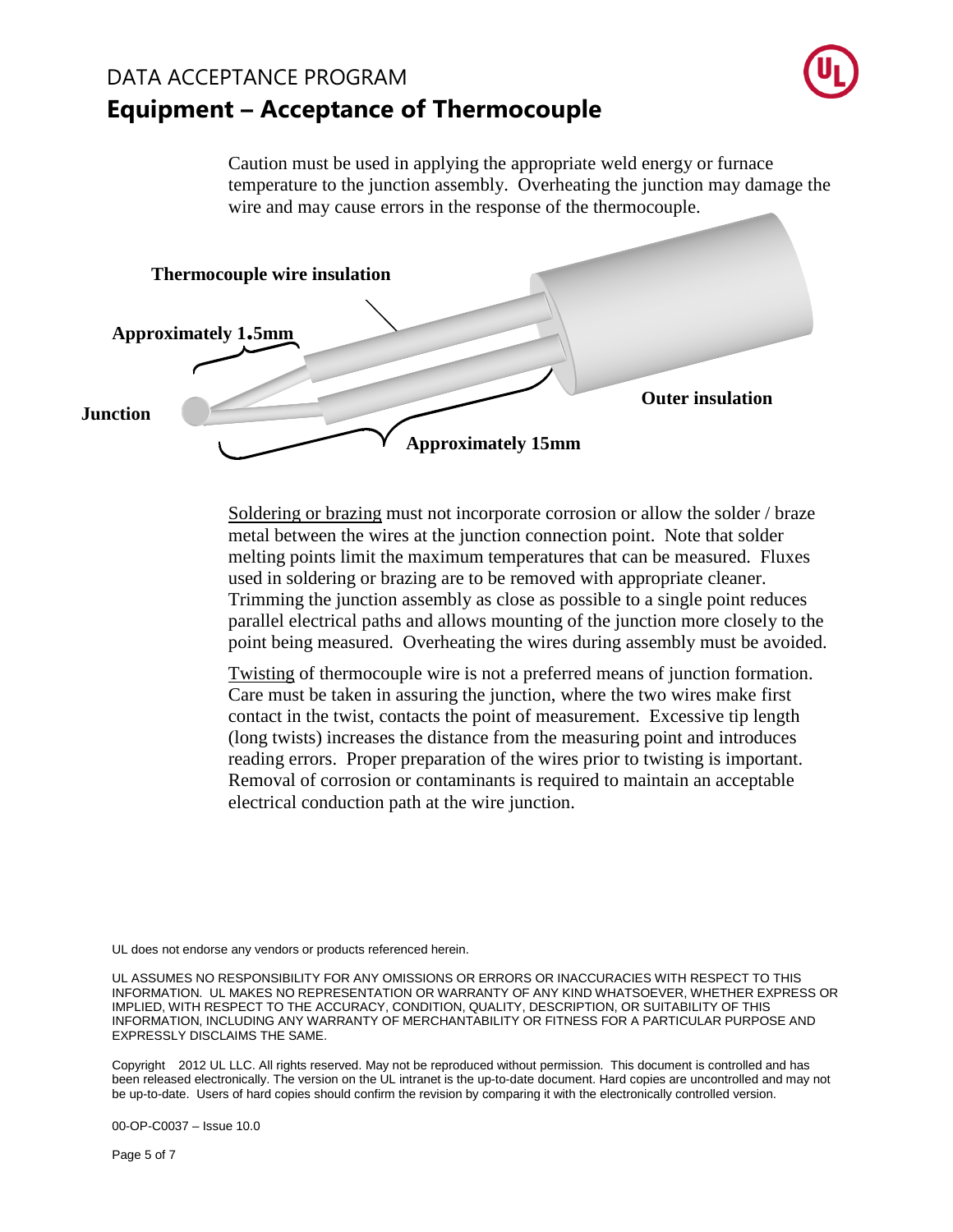Caution must be used in applying the appropriate weld energy or furnace temperature to the junction assembly. Overheating the junction may damage the wire and may cause errors in the response of the thermocouple.

**Thermocouple wire insulation**

**Approximately 1.5mm**

**Junction**

**Outer insulation**

**Approximately 15mm**

Soldering or brazing must not incorporate corrosion or allow the solder / braze metal between the wires at the junction connection point. Note that solder melting points limit the maximum temperatures that can be measured. Fluxes used in soldering or brazing are to be removed with appropriate cleaner. Trimming the junction assembly as close as possible to a single point reduces parallel electrical paths and allows mounting of the junction more closely to the point being measured. Overheating the wires during assembly must be avoided.

Twisting of thermocouple wire is not a preferred means of junction formation. Care must be taken in assuring the junction, where the two wires make first contact in the twist, contacts the point of measurement. Excessive tip length (long twists) increases the distance from the measuring point and introduces reading errors. Proper preparation of the wires prior to twisting is important. Removal of corrosion or contaminants is required to maintain an acceptable electrical conduction path at the wire junction.

UL does not endorse any vendors or products referenced herein.

UL ASSUMES NO RESPONSIBILITY FOR ANY OMISSIONS OR ERRORS OR INACCURACIES WITH RESPECT TO THIS INFORMATION. UL MAKES NO REPRESENTATION OR WARRANTY OF ANY KIND WHATSOEVER, WHETHER EXPRESS OR IMPLIED, WITH RESPECT TO THE ACCURACY, CONDITION, QUALITY, DESCRIPTION, OR SUITABILITY OF THIS INFORMATION, INCLUDING ANY WARRANTY OF MERCHANTABILITY OR FITNESS FOR A PARTICULAR PURPOSE AND EXPRESSLY DISCLAIMS THE SAME.

Copyright 2012 UL LLC. All rights reserved. May not be reproduced without permission. This document is controlled and has been released electronically. The version on the UL intranet is the up-to-date document. Hard copies are uncontrolled and may not be up-to-date. Users of hard copies should confirm the revision by comparing it with the electronically controlled version.

00-OP-C0037 – Issue 10.0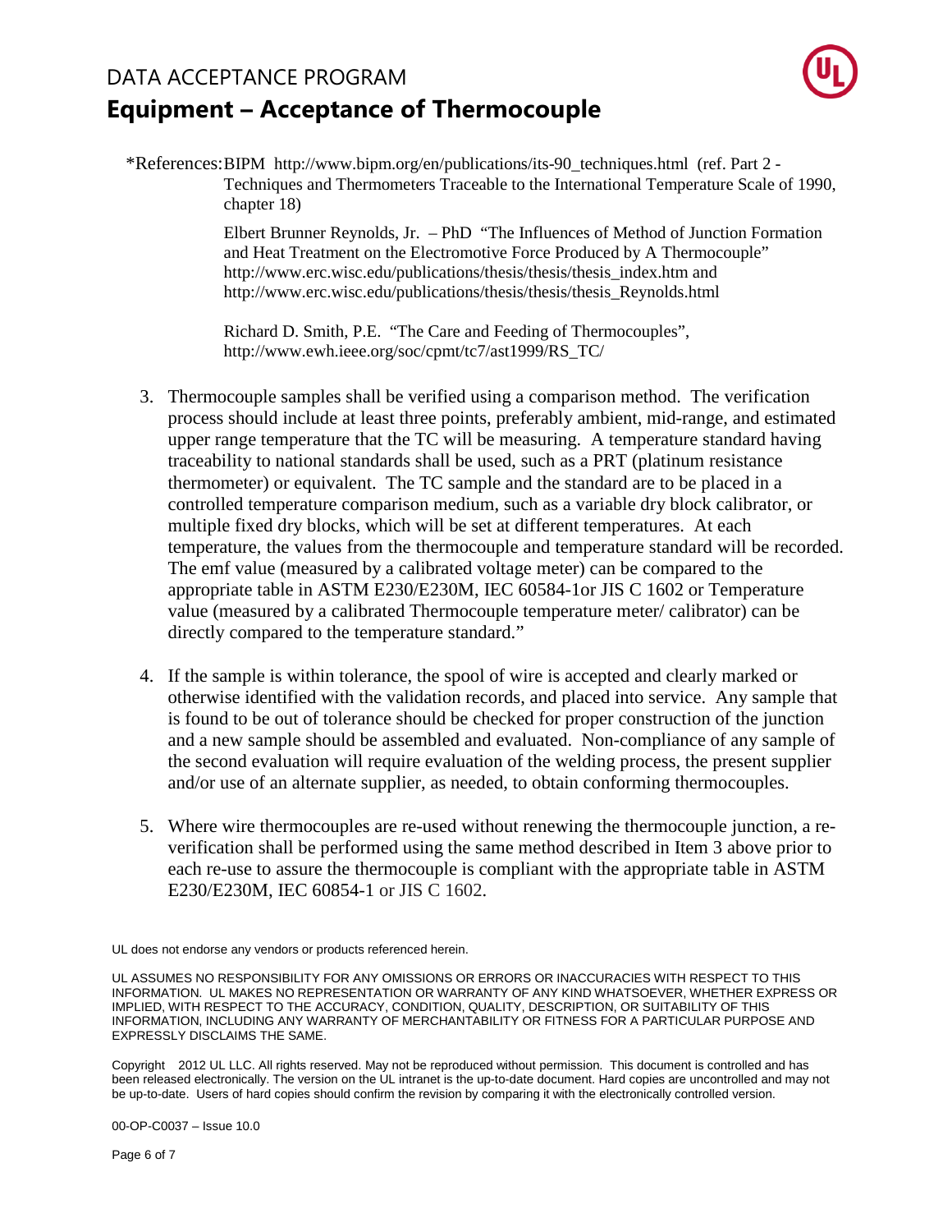*References: BIPM http://www.bipm.org/en/publications/its-90_techniques.html (ref. Part 2 - Techniques and Thermometers Traceable to the International Temperature Scale of 1990, chapter 18)

Elbert Brunner Reynolds, Jr. – PhD "The Influences of Method of Junction Formation and Heat Treatment on the Electromotive Force Produced by A Thermocouple" http://www.erc.wisc.edu/publications/thesis/thesis/thesis_index.htm and http://www.erc.wisc.edu/publications/thesis/thesis/thesis_Reynolds.html

Richard D. Smith, P.E. "The Care and Feeding of Thermocouples", http://www.ewh.ieee.org/soc/cpmt/tc7/ast1999/RS_TC/

3. Thermocouple samples shall be verified using a comparison method. The verification process should include at least three points, preferably ambient, mid-range, and estimated upper range temperature that the TC will be measuring. A temperature standard having traceability to national standards shall be used, such as a PRT (platinum resistance thermometer) or equivalent. The TC sample and the standard are to be placed in a controlled temperature comparison medium, such as a variable dry block calibrator, or multiple fixed dry blocks, which will be set at different temperatures. At each temperature, the values from the thermocouple and temperature standard will be recorded. The emf value (measured by a calibrated voltage meter) can be compared to the appropriate table in ASTM E230/E230M, IEC 60584-1or JIS C 1602 or Temperature value (measured by a calibrated Thermocouple temperature meter/ calibrator) can be directly compared to the temperature standard."

4. If the sample is within tolerance, the spool of wire is accepted and clearly marked or otherwise identified with the validation records, and placed into service. Any sample that is found to be out of tolerance should be checked for proper construction of the junction and a new sample should be assembled and evaluated. Non-compliance of any sample of the second evaluation will require evaluation of the welding process, the present supplier and/or use of an alternate supplier, as needed, to obtain conforming thermocouples.

5. Where wire thermocouples are re-used without renewing the thermocouple junction, a re-verification shall be performed using the same method described in Item 3 above prior to each re-use to assure the thermocouple is compliant with the appropriate table in ASTM E230/E230M, IEC 60854-1 or JIS C 1602.

UL does not endorse any vendors or products referenced herein.

UL ASSUMES NO RESPONSIBILITY FOR ANY OMISSIONS OR ERRORS OR INACCURACIES WITH RESPECT TO THIS INFORMATION. UL MAKES NO REPRESENTATION OR WARRANTY OF ANY KIND WHATSOEVER, WHETHER EXPRESS OR IMPLIED, WITH RESPECT TO THE ACCURACY, CONDITION, QUALITY, DESCRIPTION, OR SUITABILITY OF THIS INFORMATION, INCLUDING ANY WARRANTY OF MERCHANTABILITY OR FITNESS FOR A PARTICULAR PURPOSE AND EXPRESSLY DISCLAIMS THE SAME.

Copyright 2012 UL LLC. All rights reserved. May not be reproduced without permission. This document is controlled and has been released electronically. The version on the UL intranet is the up-to-date document. Hard copies are uncontrolled and may not be up-to-date. Users of hard copies should confirm the revision by comparing it with the electronically controlled version.

00-OP-C0037 – Issue 10.0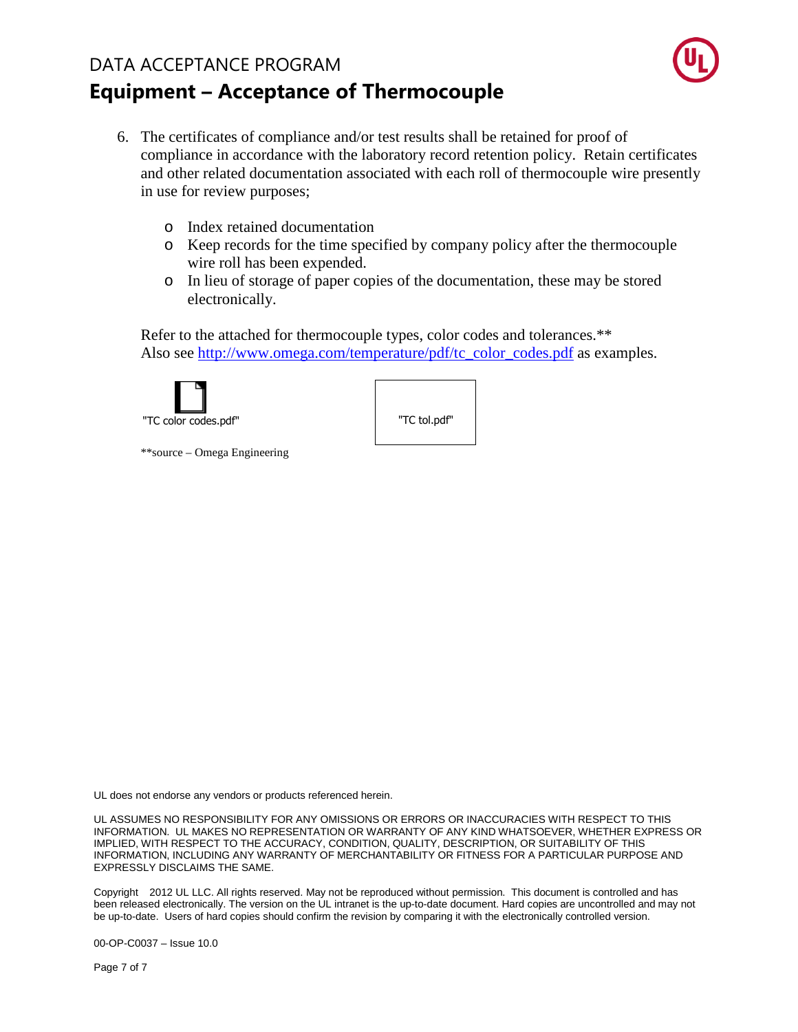6. The certificates of compliance and/or test results shall be retained for proof of compliance in accordance with the laboratory record retention policy. Retain certificates and other related documentation associated with each roll of thermocouple wire presently in use for review purposes;

    - Index retained documentation
    - Keep records for the time specified by company policy after the thermocouple wire roll has been expended.
    - In lieu of storage of paper copies of the documentation, these may be stored electronically.

    Refer to the attached for thermocouple types, color codes and tolerances.**
    Also see [http://www.omega.com/temperature/pdf/tc_color_codes.pdf](http://www.omega.com/temperature/pdf/tc_color_codes.pdf) as examples.

"TC color codes.pdf"

"TC tol.pdf"

**source – Omega Engineering

UL does not endorse any vendors or products referenced herein.

UL ASSUMES NO RESPONSIBILITY FOR ANY OMISSIONS OR ERRORS OR INACCURACIES WITH RESPECT TO THIS INFORMATION. UL MAKES NO REPRESENTATION OR WARRANTY OF ANY KIND WHATSOEVER, WHETHER EXPRESS OR IMPLIED, WITH RESPECT TO THE ACCURACY, CONDITION, QUALITY, DESCRIPTION, OR SUITABILITY OF THIS INFORMATION, INCLUDING ANY WARRANTY OF MERCHANTABILITY OR FITNESS FOR A PARTICULAR PURPOSE AND EXPRESSLY DISCLAIMS THE SAME.

Copyright 2012 UL LLC. All rights reserved. May not be reproduced without permission. This document is controlled and has been released electronically. The version on the UL intranet is the up-to-date document. Hard copies are uncontrolled and may not be up-to-date. Users of hard copies should confirm the revision by comparing it with the electronically controlled version.

00-OP-C0037 – Issue 10.0